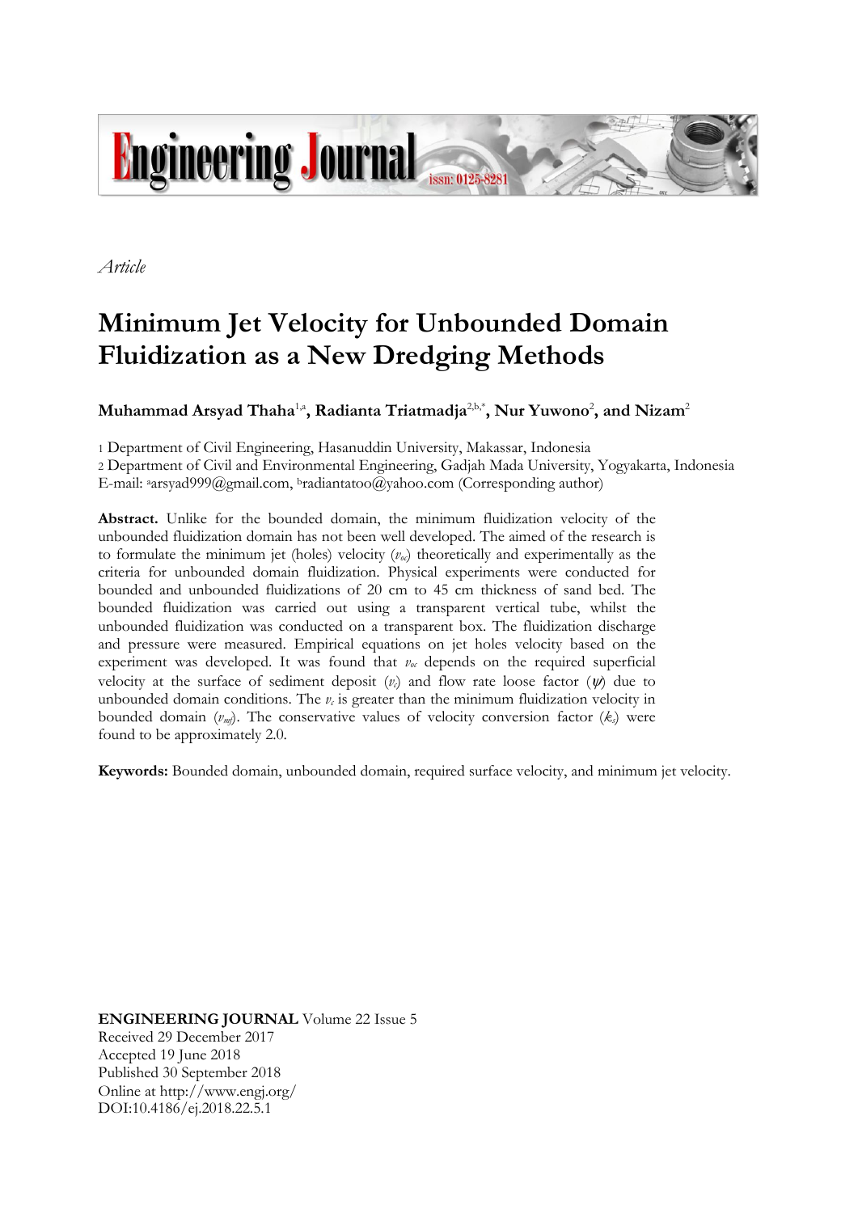*Article*

# Minimum Jet Velocity for Unbounded Domain Fluidization as a New Dredging Methods

**Muhammad Arsyad Thaha**[1,a]**, Radianta Triatmadja**[2,b,*]**, Nur Yuwono**[2]**, and Nizam**[2]

1 Department of Civil Engineering, Hasanuddin University, Makassar, Indonesia
2 Department of Civil and Environmental Engineering, Gadjah Mada University, Yogyakarta, Indonesia
E-mail: [a]arsyad999@gmail.com, [b]radiantatoo@yahoo.com (Corresponding author)

**Abstract.** Unlike for the bounded domain, the minimum fluidization velocity of the unbounded fluidization domain has not been well developed. The aimed of the research is to formulate the minimum jet (holes) velocity ($v_{oc}$) theoretically and experimentally as the criteria for unbounded domain fluidization. Physical experiments were conducted for bounded and unbounded fluidizations of 20 cm to 45 cm thickness of sand bed. The bounded fluidization was carried out using a transparent vertical tube, whilst the unbounded fluidization was conducted on a transparent box. The fluidization discharge and pressure were measured. Empirical equations on jet holes velocity based on the experiment was developed. It was found that $v_{oc}$ depends on the required superficial velocity at the surface of sediment deposit ($v_c$) and flow rate loose factor ($\psi$) due to unbounded domain conditions. The $v_c$ is greater than the minimum fluidization velocity in bounded domain ($v_{mf}$). The conservative values of velocity conversion factor ($k_s$) were found to be approximately 2.0.

**Keywords:** Bounded domain, unbounded domain, required surface velocity, and minimum jet velocity.

**ENGINEERING JOURNAL** Volume 22 Issue 5
Received 29 December 2017
Accepted 19 June 2018
Published 30 September 2018
Online at http://www.engj.org/
DOI:10.4186/ej.2018.22.5.1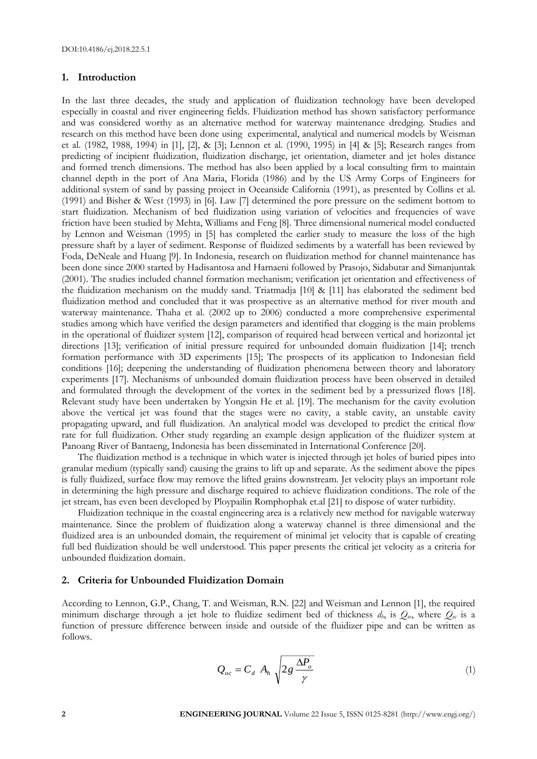## 1. Introduction

In the last three decades, the study and application of fluidization technology have been developed especially in coastal and river engineering fields. Fluidization method has shown satisfactory performance and was considered worthy as an alternative method for waterway maintenance dredging. Studies and research on this method have been done using experimental, analytical and numerical models by Weisman et al. (1982, 1988, 1994) in [1], [2], & [3]; Lennon et al. (1990, 1995) in [4] & [5]; Research ranges from predicting of incipient fluidization, fluidization discharge, jet orientation, diameter and jet holes distance and formed trench dimensions. The method has also been applied by a local consulting firm to maintain channel depth in the port of Ana Maria, Florida (1986) and by the US Army Corps of Engineers for additional system of sand by passing project in Oceanside California (1991), as presented by Collins et al. (1991) and Bisher & West (1993) in [6]. Law [7] determined the pore pressure on the sediment bottom to start fluidization. Mechanism of bed fluidization using variation of velocities and frequencies of wave friction have been studied by Mehta, Williams and Feng [8]. Three dimensional numerical model conducted by Lennon and Weisman (1995) in [5] has completed the earlier study to measure the loss of the high pressure shaft by a layer of sediment. Response of fluidized sediments by a waterfall has been reviewed by Foda, DeNeale and Huang [9]. In Indonesia, research on fluidization method for channel maintenance has been done since 2000 started by Hadisantosa and Harnaeni followed by Prasojo, Sidabutar and Simanjuntak (2001). The studies included channel formation mechanism; verification jet orientation and effectiveness of the fluidization mechanism on the muddy sand. Triatmadja [10] & [11] has elaborated the sediment bed fluidization method and concluded that it was prospective as an alternative method for river mouth and waterway maintenance. Thaha et al. (2002 up to 2006) conducted a more comprehensive experimental studies among which have verified the design parameters and identified that clogging is the main problems in the operational of fluidizer system [12], comparison of required head between vertical and horizontal jet directions [13]; verification of initial pressure required for unbounded domain fluidization [14]; trench formation performance with 3D experiments [15]; The prospects of its application to Indonesian field conditions [16]; deepening the understanding of fluidization phenomena between theory and laboratory experiments [17]. Mechanisms of unbounded domain fluidization process have been observed in detailed and formulated through the development of the vortex in the sediment bed by a pressurized flows [18]. Relevant study have been undertaken by Yongxin He et al. [19]. The mechanism for the cavity evolution above the vertical jet was found that the stages were no cavity, a stable cavity, an unstable cavity propagating upward, and full fluidization. An analytical model was developed to predict the critical flow rate for full fluidization. Other study regarding an example design application of the fluidizer system at Panoang River of Bantaeng, Indonesia has been disseminated in International Conference [20].

The fluidization method is a technique in which water is injected through jet holes of buried pipes into granular medium (typically sand) causing the grains to lift up and separate. As the sediment above the pipes is fully fluidized, surface flow may remove the lifted grains downstream. Jet velocity plays an important role in determining the high pressure and discharge required to achieve fluidization conditions. The role of the jet stream, has even been developed by Ploypailin Romphophak et.al [21] to dispose of water turbidity.

Fluidization technique in the coastal engineering area is a relatively new method for navigable waterway maintenance. Since the problem of fluidization along a waterway channel is three dimensional and the fluidized area is an unbounded domain, the requirement of minimal jet velocity that is capable of creating full bed fluidization should be well understood. This paper presents the critical jet velocity as a criteria for unbounded fluidization domain.

## 2. Criteria for Unbounded Fluidization Domain

According to Lennon, G.P., Chang, T. and Weisman, R.N. [22] and Weisman and Lennon [1], the required minimum discharge through a jet hole to fluidize sediment bed of thickness $d_b$, is $Q_{oc}$, where $Q_{oc}$ is a function of pressure difference between inside and outside of the fluidizer pipe and can be written as follows.

$$Q_{oc} = C_d \ A_h \ \sqrt{2g \frac{\Delta P_o}{\gamma}} \tag{1}$$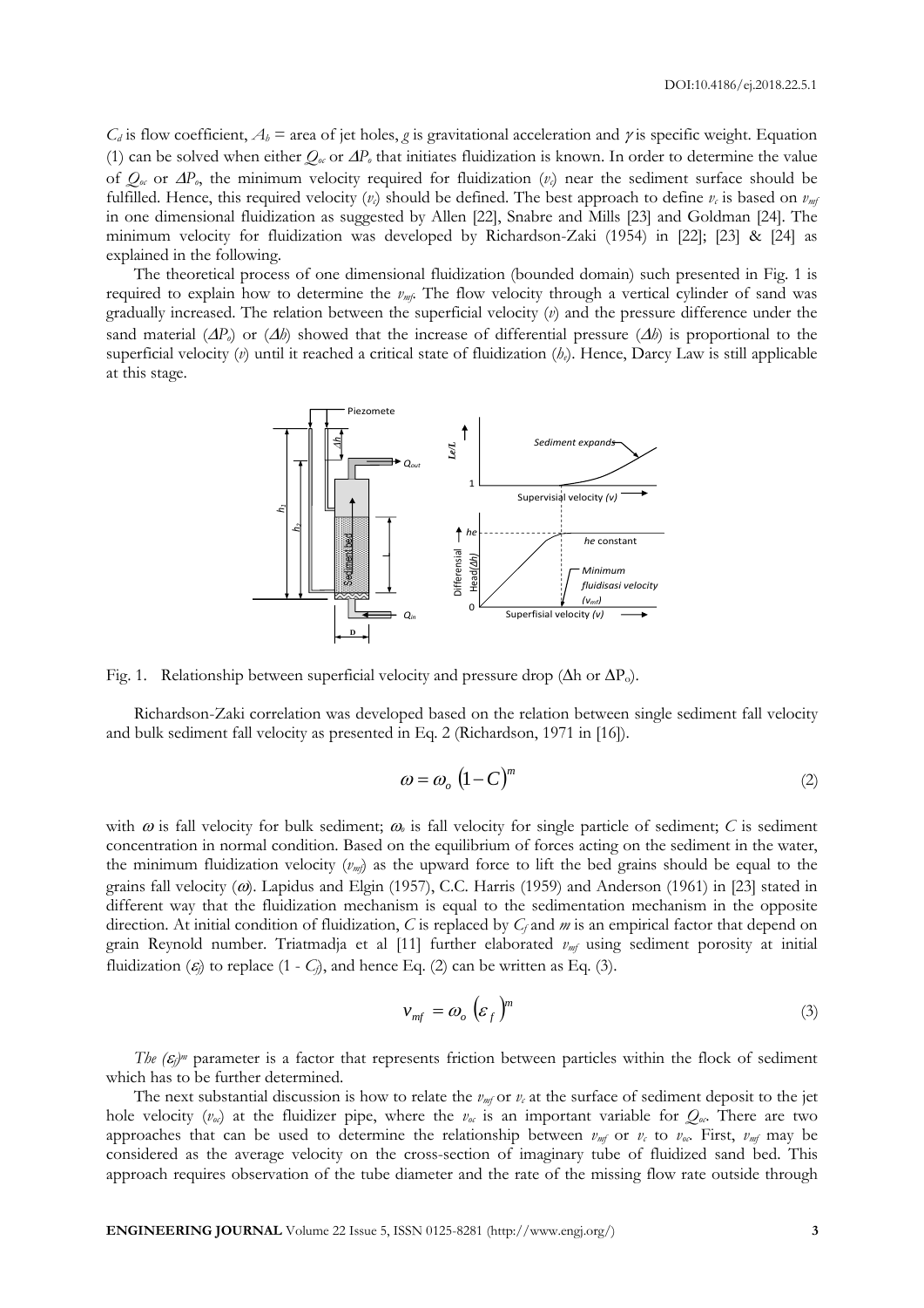$C_d$ is flow coefficient, $A_h$ = area of jet holes, $g$ is gravitational acceleration and $\gamma$ is specific weight. Equation (1) can be solved when either $Q_{oc}$ or $\Delta P_o$ that initiates fluidization is known. In order to determine the value of $Q_{oc}$ or $\Delta P_o$, the minimum velocity required for fluidization ($v_c$) near the sediment surface should be fulfilled. Hence, this required velocity ($v_c$) should be defined. The best approach to define $v_c$ is based on $v_{mf}$ in one dimensional fluidization as suggested by Allen [22], Snabre and Mills [23] and Goldman [24]. The minimum velocity for fluidization was developed by Richardson-Zaki (1954) in [22]; [23] & [24] as explained in the following.

The theoretical process of one dimensional fluidization (bounded domain) such presented in Fig. 1 is required to explain how to determine the $v_{mf}$. The flow velocity through a vertical cylinder of sand was gradually increased. The relation between the superficial velocity ($v$) and the pressure difference under the sand material ($\Delta P_o$) or ($\Delta h$) showed that the increase of differential pressure ($\Delta h$) is proportional to the superficial velocity ($v$) until it reached a critical state of fluidization ($h_e$). Hence, Darcy Law is still applicable at this stage.

Fig. 1. Relationship between superficial velocity and pressure drop (Δh or $\Delta P_o$).

Richardson-Zaki correlation was developed based on the relation between single sediment fall velocity and bulk sediment fall velocity as presented in Eq. 2 (Richardson, 1971 in [16]).

$$\omega = \omega_o \left(1 - C\right)^m \tag{2}$$

with $\omega$ is fall velocity for bulk sediment; $\omega_o$ is fall velocity for single particle of sediment; $C$ is sediment concentration in normal condition. Based on the equilibrium of forces acting on the sediment in the water, the minimum fluidization velocity ($v_{mf}$) as the upward force to lift the bed grains should be equal to the grains fall velocity ($\omega$). Lapidus and Elgin (1957), C.C. Harris (1959) and Anderson (1961) in [23] stated in different way that the fluidization mechanism is equal to the sedimentation mechanism in the opposite direction. At initial condition of fluidization, $C$ is replaced by $C_f$ and $m$ is an empirical factor that depend on grain Reynold number. Triatmadja et al [11] further elaborated $v_{mf}$ using sediment porosity at initial fluidization ($\varepsilon_f$) to replace (1 - $C_f$), and hence Eq. (2) can be written as Eq. (3).

$$v_{mf} = \omega_o \left(\varepsilon_f\right)^m \tag{3}$$

*The* $(\varepsilon_f)^m$ parameter is a factor that represents friction between particles within the flock of sediment which has to be further determined.

The next substantial discussion is how to relate the $v_{mf}$ or $v_c$ at the surface of sediment deposit to the jet hole velocity ($v_{oc}$) at the fluidizer pipe, where the $v_{oc}$ is an important variable for $Q_{oc}$. There are two approaches that can be used to determine the relationship between $v_{mf}$ or $v_c$ to $v_{oc}$. First, $v_{mf}$ may be considered as the average velocity on the cross-section of imaginary tube of fluidized sand bed. This approach requires observation of the tube diameter and the rate of the missing flow rate outside through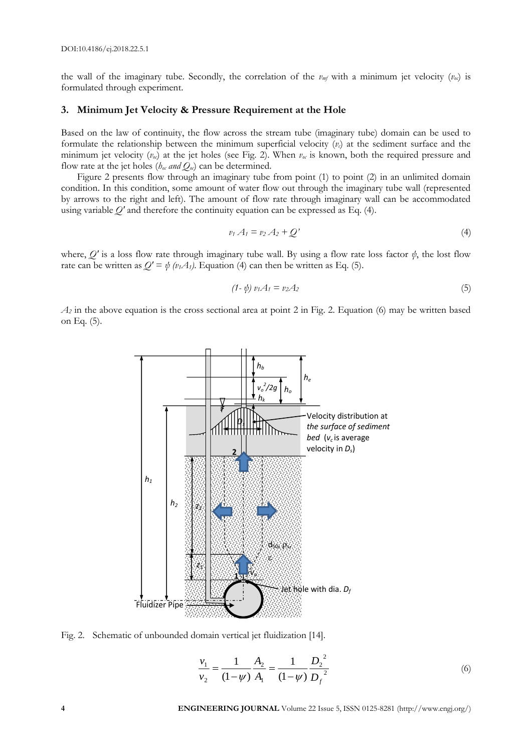the wall of the imaginary tube. Secondly, the correlation of the $v_{mf}$ with a minimum jet velocity ($v_{oc}$) is formulated through experiment.

## 3. Minimum Jet Velocity & Pressure Requirement at the Hole

Based on the law of continuity, the flow across the stream tube (imaginary tube) domain can be used to formulate the relationship between the minimum superficial velocity ($v_c$) at the sediment surface and the minimum jet velocity ($v_{oc}$) at the jet holes (see Fig. 2). When $v_{oc}$ is known, both the required pressure and flow rate at the jet holes ($h_{oc}$ *and* $Q_{oc}$) can be determined.

Figure 2 presents flow through an imaginary tube from point (1) to point (2) in an unlimited domain condition. In this condition, some amount of water flow out through the imaginary tube wall (represented by arrows to the right and left). The amount of flow rate through imaginary wall can be accommodated using variable $Q'$ and therefore the continuity equation can be expressed as Eq. (4).

$$v_1 A_1 = v_2 A_2 + Q' \tag{4}$$

where, $Q'$ is a loss flow rate through imaginary tube wall. By using a flow rate loss factor $\psi$, the lost flow rate can be written as $Q' = \psi (v_1 A_1)$. Equation (4) can then be written as Eq. (5).

$$(1-\psi)\, v_1 A_1 = v_2 A_2 \tag{5}$$

$A_2$ in the above equation is the cross sectional area at point 2 in Fig. 2. Equation (6) may be written based on Eq. (5).

Fig. 2. Schematic of unbounded domain vertical jet fluidization [14].

$$\frac{v_1}{v_2} = \frac{1}{(1-\psi)} \frac{A_2}{A_1} = \frac{1}{(1-\psi)} \frac{{D_2}^2}{{D_f}^2} \tag{6}$$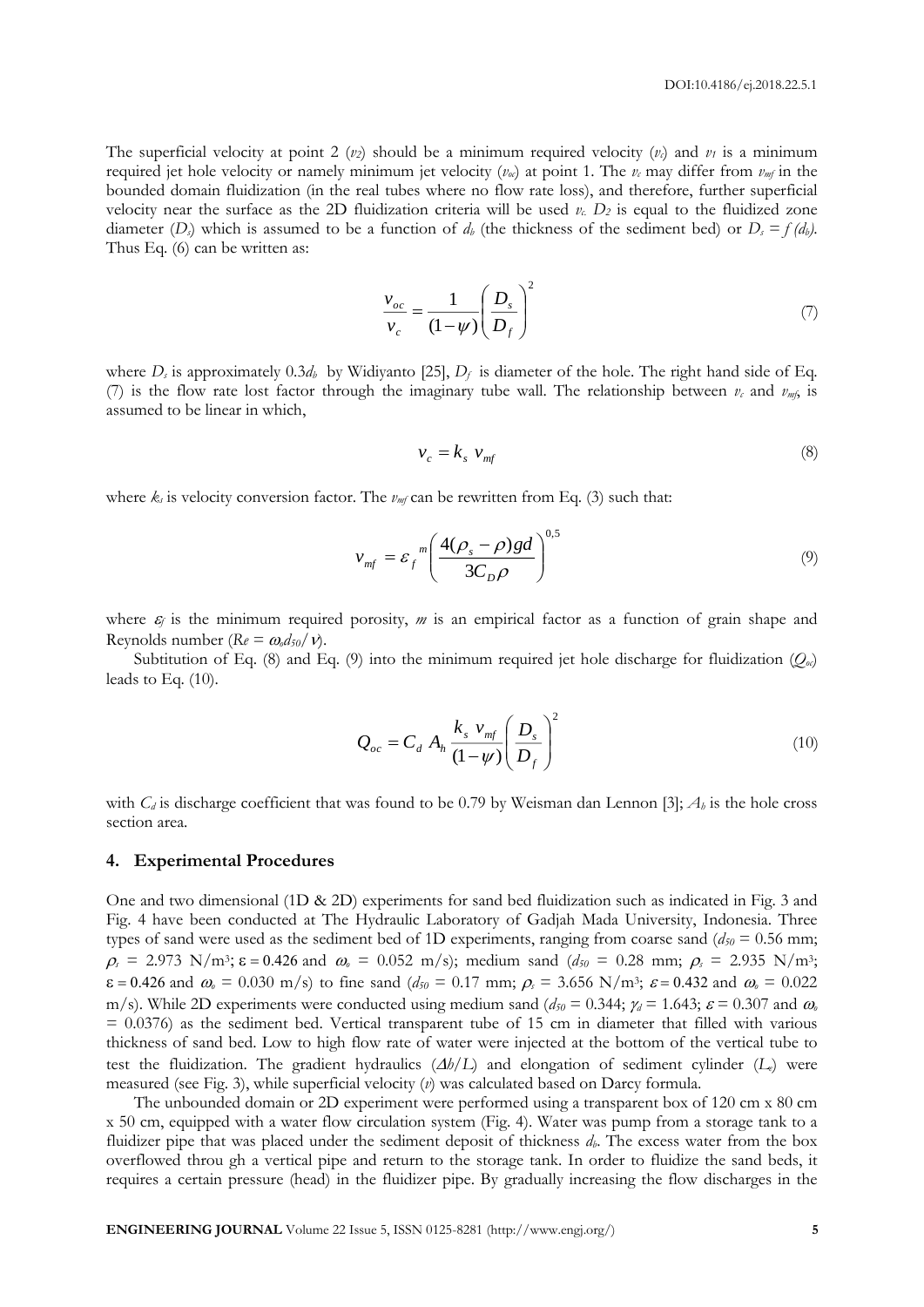The superficial velocity at point 2 ($v_2$) should be a minimum required velocity ($v_c$) and $v_1$ is a minimum required jet hole velocity or namely minimum jet velocity ($v_{oc}$) at point 1. The $v_c$ may differ from $v_{mf}$ in the bounded domain fluidization (in the real tubes where no flow rate loss), and therefore, further superficial velocity near the surface as the 2D fluidization criteria will be used $v_c$. $D_2$ is equal to the fluidized zone diameter ($D_s$) which is assumed to be a function of $d_b$ (the thickness of the sediment bed) or $D_s = f(d_b)$. Thus Eq. (6) can be written as:

$$\frac{v_{oc}}{v_c} = \frac{1}{(1-\psi)}\left(\frac{D_s}{D_f}\right)^2 \tag{7}$$

where $D_s$ is approximately $0.3d_b$ by Widiyanto [25], $D_f$ is diameter of the hole. The right hand side of Eq. (7) is the flow rate lost factor through the imaginary tube wall. The relationship between $v_c$ and $v_{mf}$, is assumed to be linear in which,

$$v_c = k_s \, v_{mf} \tag{8}$$

where $k_s$ is velocity conversion factor. The $v_{mf}$ can be rewritten from Eq. (3) such that:

$$v_{mf} = \varepsilon_f^{\,m}\left(\frac{4(\rho_s - \rho)gd}{3C_D\rho}\right)^{0,5} \tag{9}$$

where $\varepsilon_f$ is the minimum required porosity, $m$ is an empirical factor as a function of grain shape and Reynolds number ($Re = \omega_o d_{50}/\nu$).

Subtitution of Eq. (8) and Eq. (9) into the minimum required jet hole discharge for fluidization ($Q_{oc}$) leads to Eq. (10).

$$Q_{oc} = C_d \, A_h \frac{k_s \, v_{mf}}{(1-\psi)}\left(\frac{D_s}{D_f}\right)^2 \tag{10}$$

with $C_d$ is discharge coefficient that was found to be 0.79 by Weisman dan Lennon [3]; $A_h$ is the hole cross section area.

## 4. Experimental Procedures

One and two dimensional (1D & 2D) experiments for sand bed fluidization such as indicated in Fig. 3 and Fig. 4 have been conducted at The Hydraulic Laboratory of Gadjah Mada University, Indonesia. Three types of sand were used as the sediment bed of 1D experiments, ranging from coarse sand ($d_{50}$ = 0.56 mm; $\rho_s$ = 2.973 N/m$^3$; $\varepsilon$ = 0.426 and $\omega_o$ = 0.052 m/s); medium sand ($d_{50}$ = 0.28 mm; $\rho_s$ = 2.935 N/m$^3$; $\varepsilon$ = 0.426 and $\omega_o$ = 0.030 m/s) to fine sand ($d_{50}$ = 0.17 mm; $\rho_s$ = 3.656 N/m$^3$; $\varepsilon$ = 0.432 and $\omega_o$ = 0.022 m/s). While 2D experiments were conducted using medium sand ($d_{50}$ = 0.344; $\gamma_d$ = 1.643; $\varepsilon$ = 0.307 and $\omega_o$ = 0.0376) as the sediment bed. Vertical transparent tube of 15 cm in diameter that filled with various thickness of sand bed. Low to high flow rate of water were injected at the bottom of the vertical tube to test the fluidization. The gradient hydraulics ($\Delta h/L$) and elongation of sediment cylinder ($L_e$) were measured (see Fig. 3), while superficial velocity ($v$) was calculated based on Darcy formula.

The unbounded domain or 2D experiment were performed using a transparent box of 120 cm x 80 cm x 50 cm, equipped with a water flow circulation system (Fig. 4). Water was pump from a storage tank to a fluidizer pipe that was placed under the sediment deposit of thickness $d_b$. The excess water from the box overflowed throu gh a vertical pipe and return to the storage tank. In order to fluidize the sand beds, it requires a certain pressure (head) in the fluidizer pipe. By gradually increasing the flow discharges in the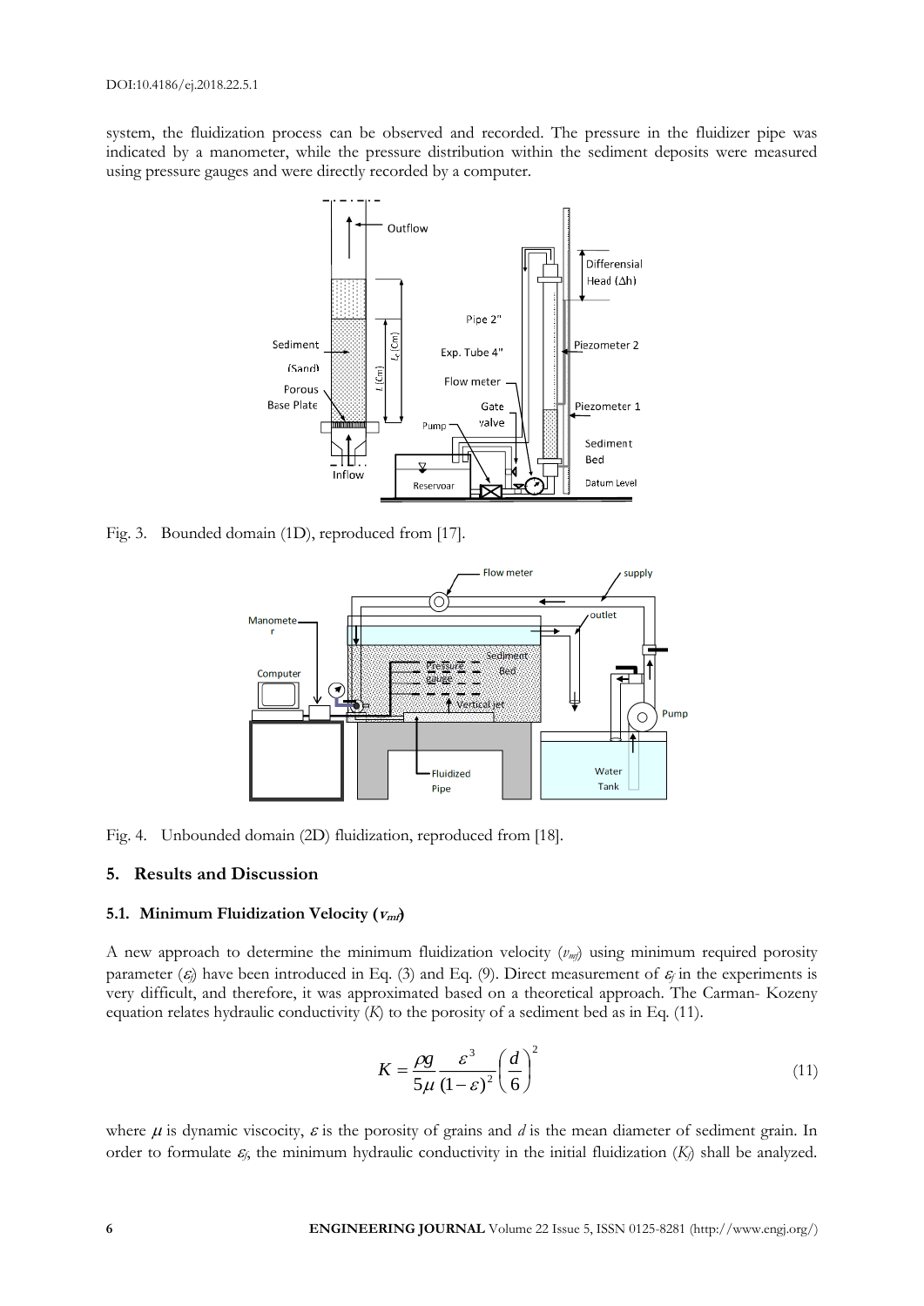system, the fluidization process can be observed and recorded. The pressure in the fluidizer pipe was indicated by a manometer, while the pressure distribution within the sediment deposits were measured using pressure gauges and were directly recorded by a computer.

Fig. 3. Bounded domain (1D), reproduced from [17].

Fig. 4. Unbounded domain (2D) fluidization, reproduced from [18].

## 5. Results and Discussion

### 5.1. Minimum Fluidization Velocity ($v_{mf}$)

A new approach to determine the minimum fluidization velocity ($v_{mf}$) using minimum required porosity parameter ($\varepsilon_f$) have been introduced in Eq. (3) and Eq. (9). Direct measurement of $\varepsilon_f$ in the experiments is very difficult, and therefore, it was approximated based on a theoretical approach. The Carman- Kozeny equation relates hydraulic conductivity ($K$) to the porosity of a sediment bed as in Eq. (11).

$$K = \frac{\rho g}{5\mu} \frac{\varepsilon^3}{(1-\varepsilon)^2} \left(\frac{d}{6}\right)^2 \tag{11}$$

where $\mu$ is dynamic viscosity, $\varepsilon$ is the porosity of grains and $d$ is the mean diameter of sediment grain. In order to formulate $\varepsilon_f$, the minimum hydraulic conductivity in the initial fluidization ($K_f$) shall be analyzed.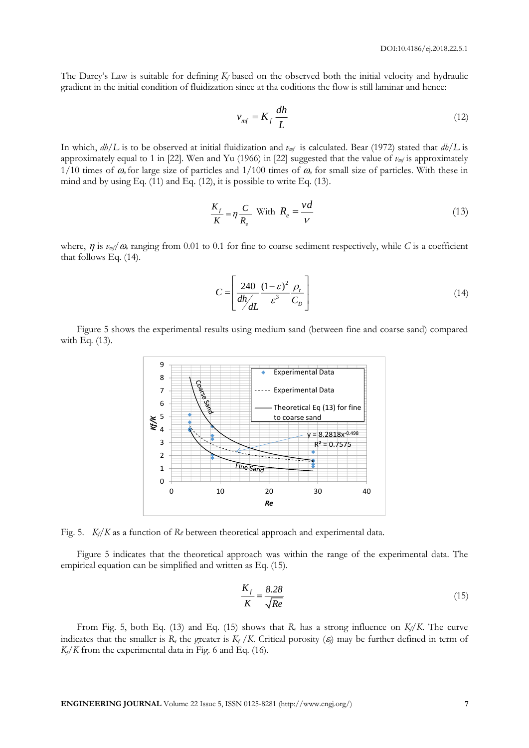The Darcy's Law is suitable for defining $K_f$ based on the observed both the initial velocity and hydraulic gradient in the initial condition of fluidization since at tha coditions the flow is still laminar and hence:

$$v_{mf} = K_f \frac{dh}{L} \tag{12}$$

In which, $dh/L$ is to be observed at initial fluidization and $v_{mf}$ is calculated. Bear (1972) stated that $dh/L$ is approximately equal to 1 in [22]. Wen and Yu (1966) in [22] suggested that the value of $v_{mf}$ is approximately 1/10 times of $\omega_o$ for large size of particles and 1/100 times of $\omega_o$ for small size of particles. With these in mind and by using Eq. (11) and Eq. (12), it is possible to write Eq. (13).

$$\frac{K_f}{K} = \eta \frac{C}{R_e} \quad \text{With} \quad R_e = \frac{vd}{\nu} \tag{13}$$

where, $\eta$ is $v_{mf}/\omega_o$ ranging from 0.01 to 0.1 for fine to coarse sediment respectively, while $C$ is a coefficient that follows Eq. (14).

$$C = \left[ \frac{240}{dh/dL} \frac{(1-\varepsilon)^2}{\varepsilon^3} \frac{\rho_r}{C_D} \right] \tag{14}$$

Figure 5 shows the experimental results using medium sand (between fine and coarse sand) compared with Eq. (13).

Fig. 5. $K_f/K$ as a function of $Re$ between theoretical approach and experimental data.

Figure 5 indicates that the theoretical approach was within the range of the experimental data. The empirical equation can be simplified and written as Eq. (15).

$$\frac{K_f}{K} = \frac{8.28}{\sqrt{Re}} \tag{15}$$

From Fig. 5, both Eq. (13) and Eq. (15) shows that $R_e$ has a strong influence on $K_f/K$. The curve indicates that the smaller is $R_e$ the greater is $K_f/K$. Critical porosity ($\varepsilon_f$) may be further defined in term of $K_f/K$ from the experimental data in Fig. 6 and Eq. (16).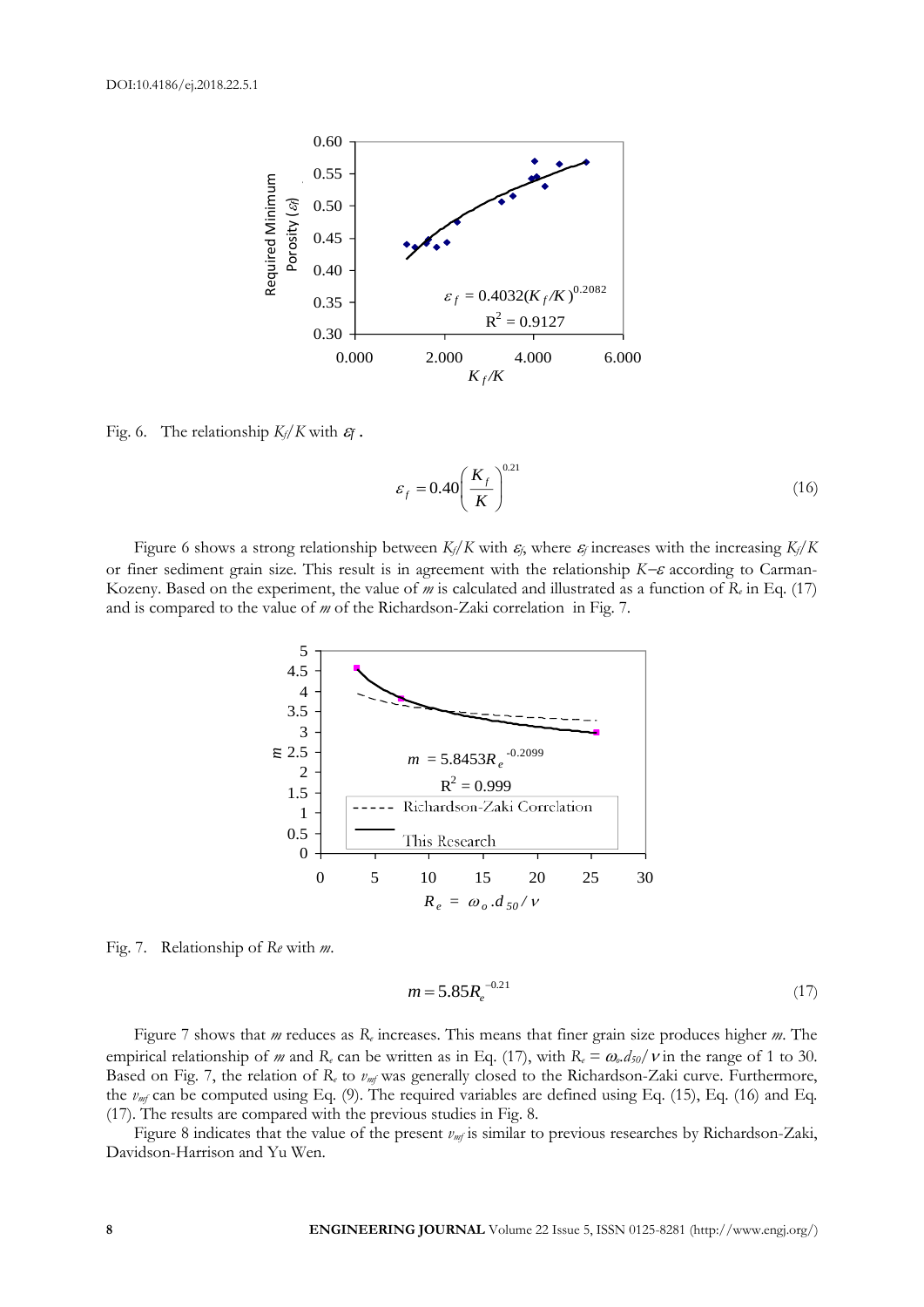Fig. 6. The relationship $K_f/K$ with $\varepsilon_f$ .

$$\varepsilon_f = 0.40\left(\frac{K_f}{K}\right)^{0.21} \tag{16}$$

Figure 6 shows a strong relationship between $K_f/K$ with $\varepsilon_f$, where $\varepsilon_f$ increases with the increasing $K_f/K$ or finer sediment grain size. This result is in agreement with the relationship $K$–$\varepsilon$ according to Carman-Kozeny. Based on the experiment, the value of $m$ is calculated and illustrated as a function of $R_e$ in Eq. (17) and is compared to the value of $m$ of the Richardson-Zaki correlation in Fig. 7.

Fig. 7. Relationship of $Re$ with $m$.

$$m = 5.85 R_e^{-0.21} \tag{17}$$

Figure 7 shows that $m$ reduces as $R_e$ increases. This means that finer grain size produces higher $m$. The empirical relationship of $m$ and $R_e$ can be written as in Eq. (17), with $R_e = \omega_o.d_{50}/\nu$ in the range of 1 to 30. Based on Fig. 7, the relation of $R_e$ to $v_{mf}$ was generally closed to the Richardson-Zaki curve. Furthermore, the $v_{mf}$ can be computed using Eq. (9). The required variables are defined using Eq. (15), Eq. (16) and Eq. (17). The results are compared with the previous studies in Fig. 8.

Figure 8 indicates that the value of the present $v_{mf}$ is similar to previous researches by Richardson-Zaki, Davidson-Harrison and Yu Wen.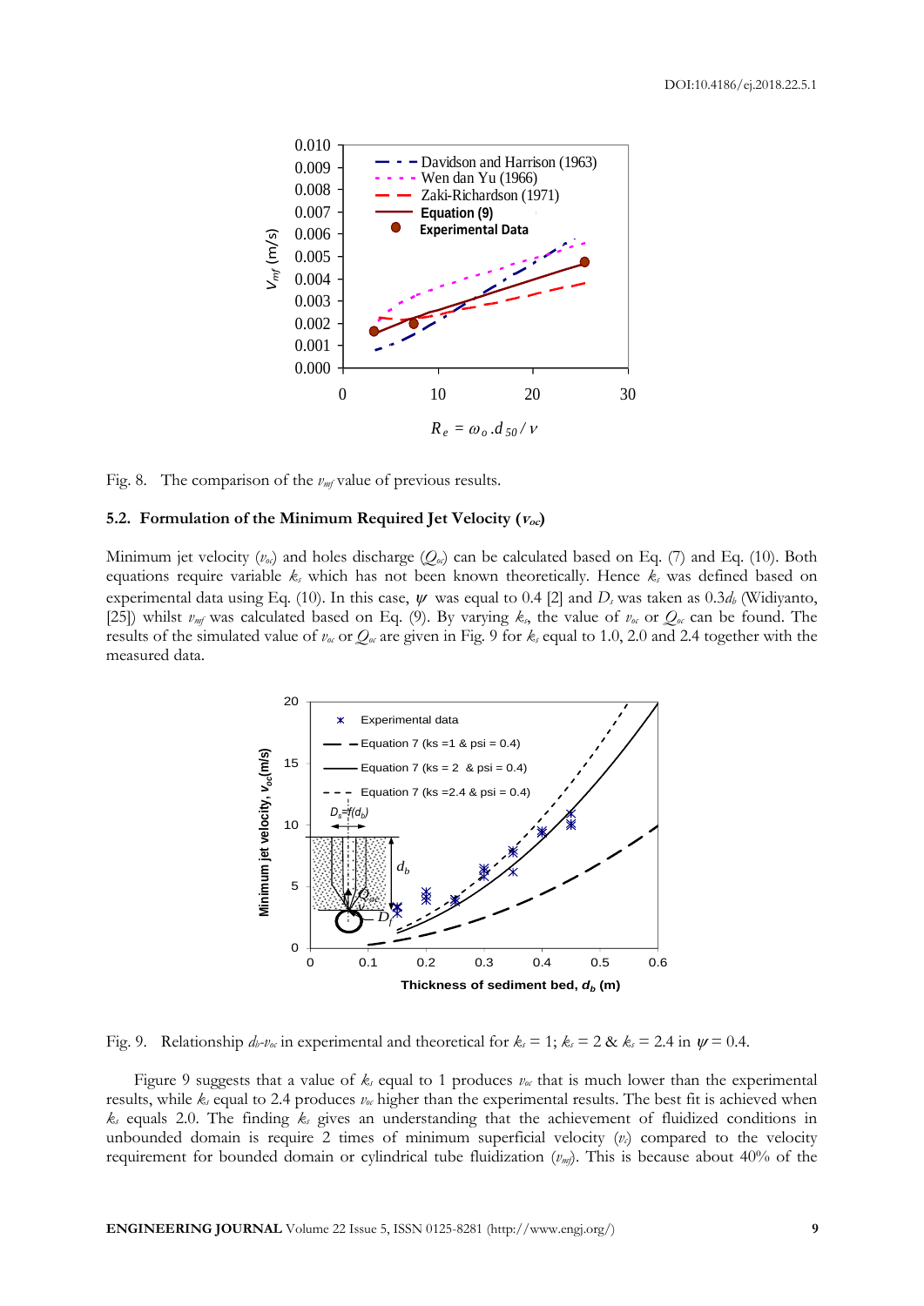Fig. 8. The comparison of the $v_{mf}$ value of previous results.

### 5.2. Formulation of the Minimum Required Jet Velocity ($v_{oc}$)

Minimum jet velocity ($v_{oc}$) and holes discharge ($Q_{oc}$) can be calculated based on Eq. (7) and Eq. (10). Both equations require variable $k_s$ which has not been known theoretically. Hence $k_s$ was defined based on experimental data using Eq. (10). In this case, $\psi$ was equal to 0.4 [2] and $D_s$ was taken as $0.3d_b$ (Widiyanto, [25]) whilst $v_{mf}$ was calculated based on Eq. (9). By varying $k_s$, the value of $v_{oc}$ or $Q_{oc}$ can be found. The results of the simulated value of $v_{oc}$ or $Q_{oc}$ are given in Fig. 9 for $k_s$ equal to 1.0, 2.0 and 2.4 together with the measured data.

Fig. 9. Relationship $d_b$-$v_{oc}$ in experimental and theoretical for $k_s = 1$; $k_s = 2$ & $k_s = 2.4$ in $\psi = 0.4$.

Figure 9 suggests that a value of $k_s$ equal to 1 produces $v_{oc}$ that is much lower than the experimental results, while $k_s$ equal to 2.4 produces $v_{oc}$ higher than the experimental results. The best fit is achieved when $k_s$ equals 2.0. The finding $k_s$ gives an understanding that the achievement of fluidized conditions in unbounded domain is require 2 times of minimum superficial velocity ($v_s$) compared to the velocity requirement for bounded domain or cylindrical tube fluidization ($v_{mf}$). This is because about 40% of the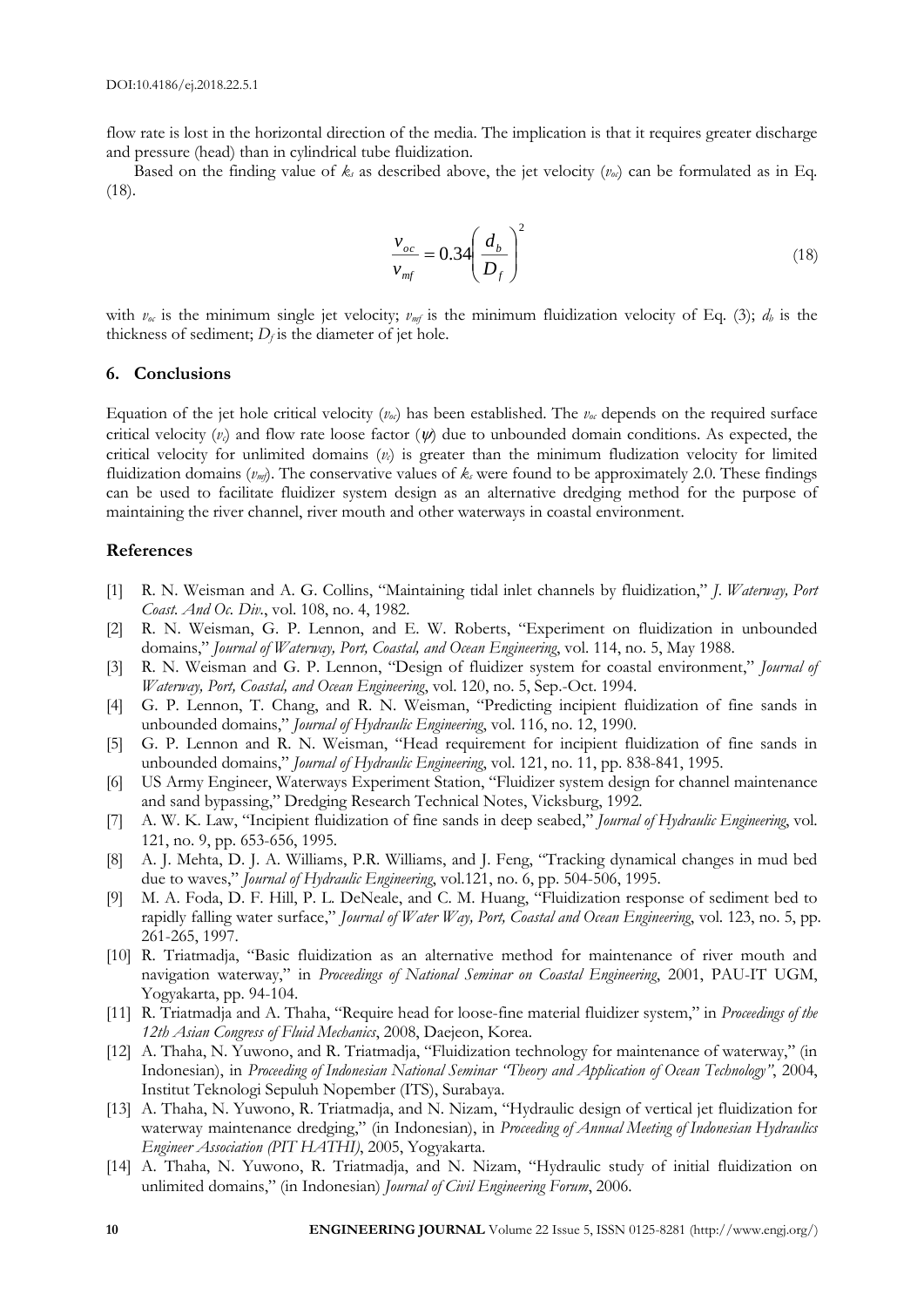flow rate is lost in the horizontal direction of the media. The implication is that it requires greater discharge and pressure (head) than in cylindrical tube fluidization.

Based on the finding value of $k_s$ as described above, the jet velocity ($v_{oc}$) can be formulated as in Eq. (18).

$$\frac{v_{oc}}{v_{mf}} = 0.34\left(\frac{d_b}{D_f}\right)^2 \tag{18}$$

with $v_{oc}$ is the minimum single jet velocity; $v_{mf}$ is the minimum fluidization velocity of Eq. (3); $d_b$ is the thickness of sediment; $D_f$ is the diameter of jet hole.

## 6. Conclusions

Equation of the jet hole critical velocity ($v_{oc}$) has been established. The $v_{oc}$ depends on the required surface critical velocity ($v_c$) and flow rate loose factor ($\psi$) due to unbounded domain conditions. As expected, the critical velocity for unlimited domains ($v_c$) is greater than the minimum fludization velocity for limited fluidization domains ($v_{mf}$). The conservative values of $k_s$ were found to be approximately 2.0. These findings can be used to facilitate fluidizer system design as an alternative dredging method for the purpose of maintaining the river channel, river mouth and other waterways in coastal environment.

## References

[1] R. N. Weisman and A. G. Collins, "Maintaining tidal inlet channels by fluidization," *J. Waterway, Port Coast. And Oc. Div.*, vol. 108, no. 4, 1982.

[2] R. N. Weisman, G. P. Lennon, and E. W. Roberts, "Experiment on fluidization in unbounded domains," *Journal of Waterway, Port, Coastal, and Ocean Engineering*, vol. 114, no. 5, May 1988.

[3] R. N. Weisman and G. P. Lennon, "Design of fluidizer system for coastal environment," *Journal of Waterway, Port, Coastal, and Ocean Engineering*, vol. 120, no. 5, Sep.-Oct. 1994.

[4] G. P. Lennon, T. Chang, and R. N. Weisman, "Predicting incipient fluidization of fine sands in unbounded domains," *Journal of Hydraulic Engineering*, vol. 116, no. 12, 1990.

[5] G. P. Lennon and R. N. Weisman, "Head requirement for incipient fluidization of fine sands in unbounded domains," *Journal of Hydraulic Engineering*, vol. 121, no. 11, pp. 838-841, 1995.

[6] US Army Engineer, Waterways Experiment Station, "Fluidizer system design for channel maintenance and sand bypassing," Dredging Research Technical Notes, Vicksburg, 1992.

[7] A. W. K. Law, "Incipient fluidization of fine sands in deep seabed," *Journal of Hydraulic Engineering*, vol. 121, no. 9, pp. 653-656, 1995.

[8] A. J. Mehta, D. J. A. Williams, P.R. Williams, and J. Feng, "Tracking dynamical changes in mud bed due to waves," *Journal of Hydraulic Engineering*, vol.121, no. 6, pp. 504-506, 1995.

[9] M. A. Foda, D. F. Hill, P. L. DeNeale, and C. M. Huang, "Fluidization response of sediment bed to rapidly falling water surface," *Journal of Water Way, Port, Coastal and Ocean Engineering*, vol. 123, no. 5, pp. 261-265, 1997.

[10] R. Triatmadja, "Basic fluidization as an alternative method for maintenance of river mouth and navigation waterway," in *Proceedings of National Seminar on Coastal Engineering*, 2001, PAU-IT UGM, Yogyakarta, pp. 94-104.

[11] R. Triatmadja and A. Thaha, "Require head for loose-fine material fluidizer system," in *Proceedings of the 12th Asian Congress of Fluid Mechanics*, 2008, Daejeon, Korea.

[12] A. Thaha, N. Yuwono, and R. Triatmadja, "Fluidization technology for maintenance of waterway," (in Indonesian), in *Proceeding of Indonesian National Seminar "Theory and Application of Ocean Technology"*, 2004, Institut Teknologi Sepuluh Nopember (ITS), Surabaya.

[13] A. Thaha, N. Yuwono, R. Triatmadja, and N. Nizam, "Hydraulic design of vertical jet fluidization for waterway maintenance dredging," (in Indonesian), in *Proceeding of Annual Meeting of Indonesian Hydraulics Engineer Association (PIT HATHI)*, 2005, Yogyakarta.

[14] A. Thaha, N. Yuwono, R. Triatmadja, and N. Nizam, "Hydraulic study of initial fluidization on unlimited domains," (in Indonesian) *Journal of Civil Engineering Forum*, 2006.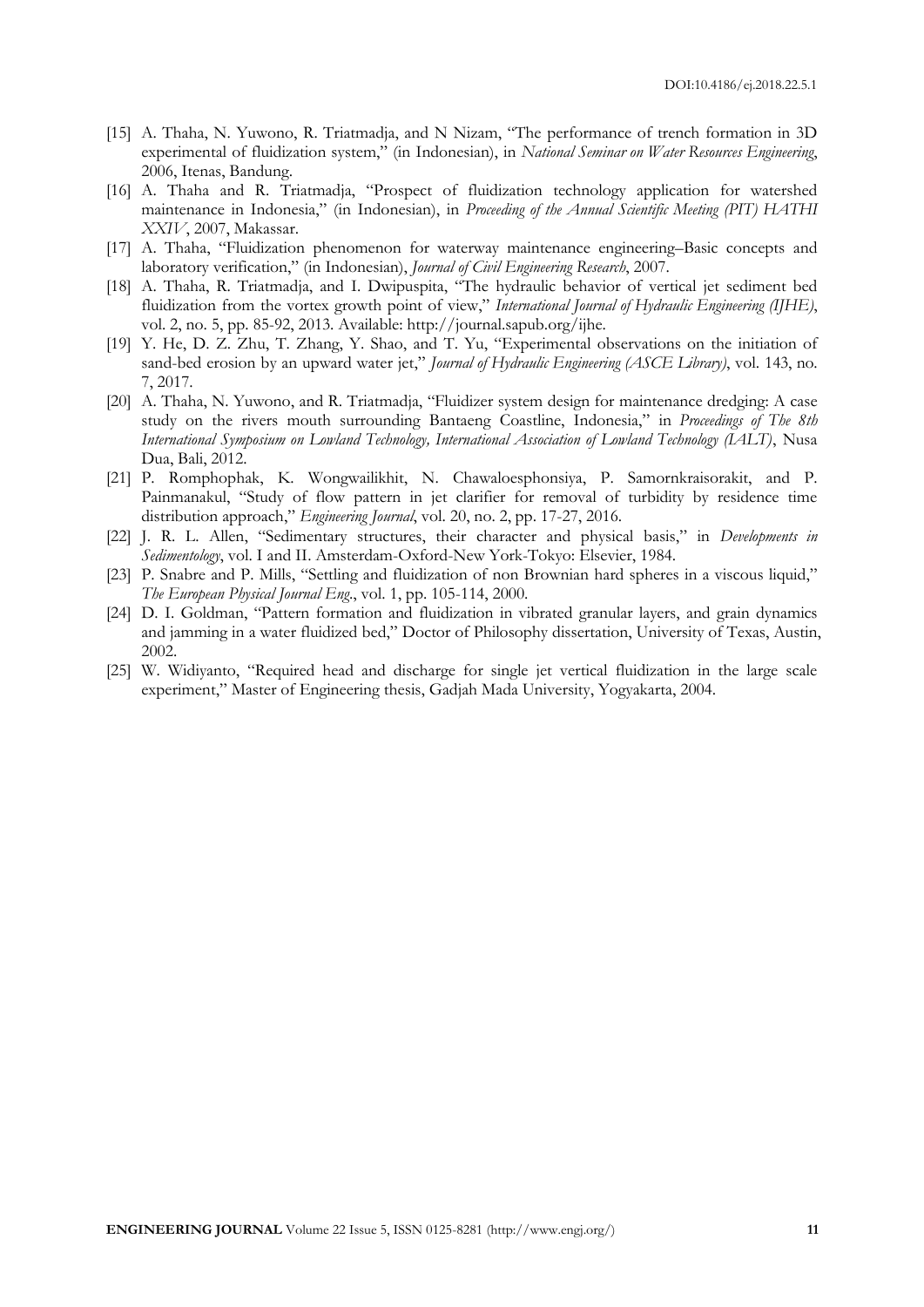[15] A. Thaha, N. Yuwono, R. Triatmadja, and N Nizam, "The performance of trench formation in 3D experimental of fluidization system," (in Indonesian), in *National Seminar on Water Resources Engineering*, 2006, Itenas, Bandung.

[16] A. Thaha and R. Triatmadja, "Prospect of fluidization technology application for watershed maintenance in Indonesia," (in Indonesian), in *Proceeding of the Annual Scientific Meeting (PIT) HATHI XXIV*, 2007, Makassar.

[17] A. Thaha, "Fluidization phenomenon for waterway maintenance engineering–Basic concepts and laboratory verification," (in Indonesian), *Journal of Civil Engineering Research*, 2007.

[18] A. Thaha, R. Triatmadja, and I. Dwipuspita, "The hydraulic behavior of vertical jet sediment bed fluidization from the vortex growth point of view," *International Journal of Hydraulic Engineering (IJHE)*, vol. 2, no. 5, pp. 85-92, 2013. Available: http://journal.sapub.org/ijhe.

[19] Y. He, D. Z. Zhu, T. Zhang, Y. Shao, and T. Yu, "Experimental observations on the initiation of sand-bed erosion by an upward water jet," *Journal of Hydraulic Engineering (ASCE Library)*, vol. 143, no. 7, 2017.

[20] A. Thaha, N. Yuwono, and R. Triatmadja, "Fluidizer system design for maintenance dredging: A case study on the rivers mouth surrounding Bantaeng Coastline, Indonesia," in *Proceedings of The 8th International Symposium on Lowland Technology, International Association of Lowland Technology (IALT)*, Nusa Dua, Bali, 2012.

[21] P. Romphophak, K. Wongwailikhit, N. Chawaloesphonsiya, P. Samornkraisorakit, and P. Painmanakul, "Study of flow pattern in jet clarifier for removal of turbidity by residence time distribution approach," *Engineering Journal*, vol. 20, no. 2, pp. 17-27, 2016.

[22] J. R. L. Allen, "Sedimentary structures, their character and physical basis," in *Developments in Sedimentology*, vol. I and II. Amsterdam-Oxford-New York-Tokyo: Elsevier, 1984.

[23] P. Snabre and P. Mills, "Settling and fluidization of non Brownian hard spheres in a viscous liquid," *The European Physical Journal Eng.*, vol. 1, pp. 105-114, 2000.

[24] D. I. Goldman, "Pattern formation and fluidization in vibrated granular layers, and grain dynamics and jamming in a water fluidized bed," Doctor of Philosophy dissertation, University of Texas, Austin, 2002.

[25] W. Widiyanto, "Required head and discharge for single jet vertical fluidization in the large scale experiment," Master of Engineering thesis, Gadjah Mada University, Yogyakarta, 2004.